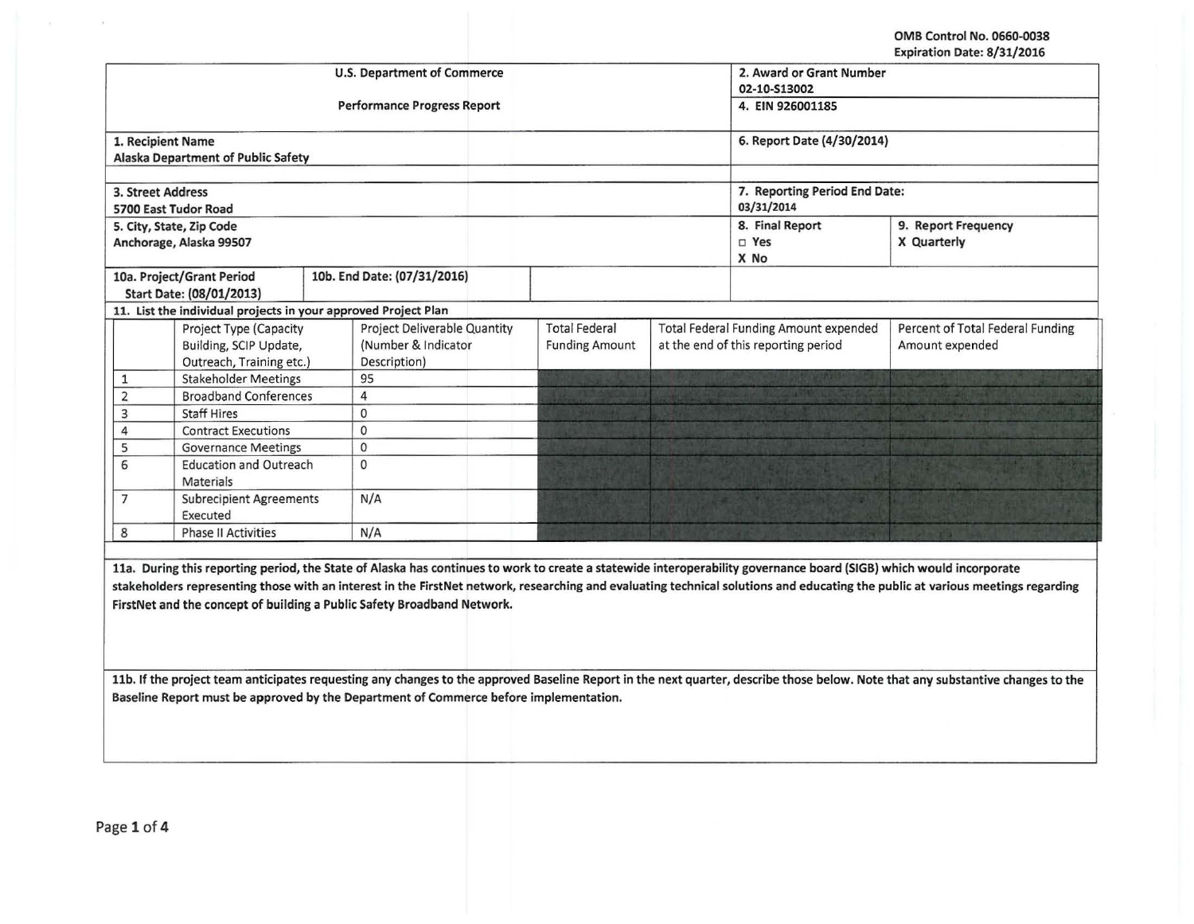OMB Control No. 0660-0038
Expiration Date: 8/31/2016

| U.S. Department of Commerce<br><br>Performance Progress Report | 2. Award or Grant Number<br>02-10-S13002<br>4. EIN 926001185 | |
|---|---|---|
| 1. Recipient Name<br>Alaska Department of Public Safety | 6. Report Date (4/30/2014) | |
| 3. Street Address<br>5700 East Tudor Road | 7. Reporting Period End Date:<br>03/31/2014 | |
| 5. City, State, Zip Code<br>Anchorage, Alaska 99507 | 8. Final Report<br>□ Yes<br>X No | 9. Report Frequency<br>X Quarterly |
| 10a. Project/Grant Period<br>Start Date: (08/01/2013) | 10b. End Date: (07/31/2016) | |

**11. List the individual projects in your approved Project Plan**

| | Project Type (Capacity Building, SCIP Update, Outreach, Training etc.) | Project Deliverable Quantity (Number & Indicator Description) | Total Federal Funding Amount | Total Federal Funding Amount expended at the end of this reporting period | Percent of Total Federal Funding Amount expended |
|---|---|---|---|---|---|
| 1 | Stakeholder Meetings | 95 | | | |
| 2 | Broadband Conferences | 4 | | | |
| 3 | Staff Hires | 0 | | | |
| 4 | Contract Executions | 0 | | | |
| 5 | Governance Meetings | 0 | | | |
| 6 | Education and Outreach Materials | 0 | | | |
| 7 | Subrecipient Agreements Executed | N/A | | | |
| 8 | Phase II Activities | N/A | | | |

**11a. During this reporting period, the State of Alaska has continues to work to create a statewide interoperability governance board (SIGB) which would incorporate stakeholders representing those with an interest in the FirstNet network, researching and evaluating technical solutions and educating the public at various meetings regarding FirstNet and the concept of building a Public Safety Broadband Network.**

**11b. If the project team anticipates requesting any changes to the approved Baseline Report in the next quarter, describe those below. Note that any substantive changes to the Baseline Report must be approved by the Department of Commerce before implementation.**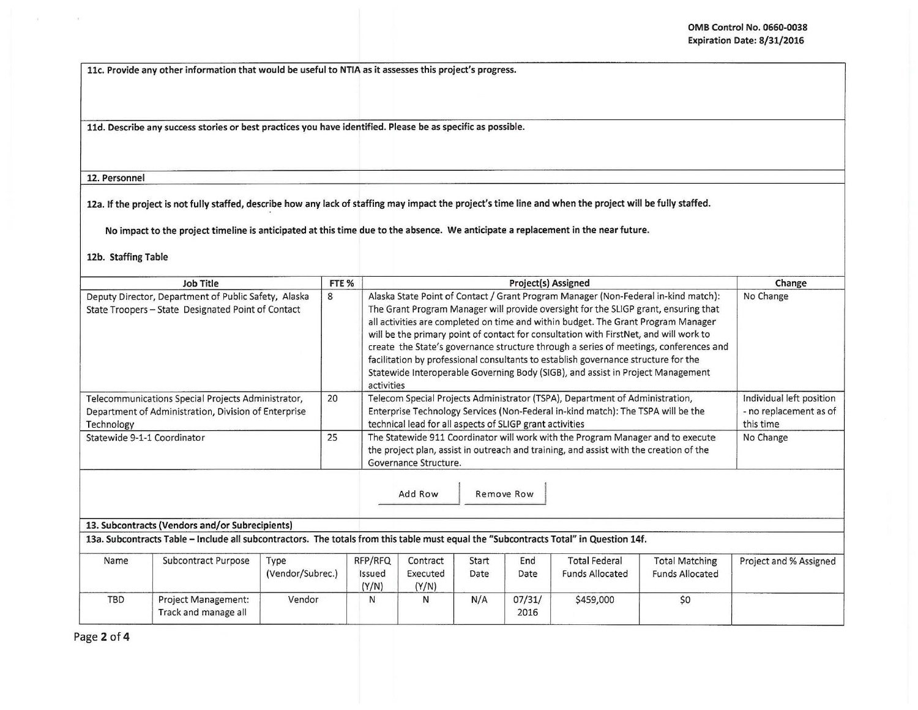OMB Control No. 0660-0038
Expiration Date: 8/31/2016

**11c. Provide any other information that would be useful to NTIA as it assesses this project's progress.**

**11d. Describe any success stories or best practices you have identified. Please be as specific as possible.**

## 12. Personnel

**12a. If the project is not fully staffed, describe how any lack of staffing may impact the project's time line and when the project will be fully staffed.**

**No impact to the project timeline is anticipated at this time due to the absence. We anticipate a replacement in the near future.**

**12b. Staffing Table**

| Job Title | FTE % | Project(s) Assigned | Change |
|---|---|---|---|
| Deputy Director, Department of Public Safety, Alaska State Troopers – State Designated Point of Contact | 8 | Alaska State Point of Contact / Grant Program Manager (Non-Federal in-kind match): The Grant Program Manager will provide oversight for the SLIGP grant, ensuring that all activities are completed on time and within budget. The Grant Program Manager will be the primary point of contact for consultation with FirstNet, and will work to create the State's governance structure through a series of meetings, conferences and facilitation by professional consultants to establish governance structure for the Statewide Interoperable Governing Body (SIGB), and assist in Project Management activities | No Change |
| Telecommunications Special Projects Administrator, Department of Administration, Division of Enterprise Technology | 20 | Telecom Special Projects Administrator (TSPA), Department of Administration, Enterprise Technology Services (Non-Federal in-kind match): The TSPA will be the technical lead for all aspects of SLIGP grant activities | Individual left position - no replacement as of this time |
| Statewide 9-1-1 Coordinator | 25 | The Statewide 911 Coordinator will work with the Program Manager and to execute the project plan, assist in outreach and training, and assist with the creation of the Governance Structure. | No Change |

## 13. Subcontracts (Vendors and/or Subrecipients)

**13a. Subcontracts Table – Include all subcontractors. The totals from this table must equal the "Subcontracts Total" in Question 14f.**

| Name | Subcontract Purpose | Type (Vendor/Subrec.) | RFP/RFQ Issued (Y/N) | Contract Executed (Y/N) | Start Date | End Date | Total Federal Funds Allocated | Total Matching Funds Allocated | Project and % Assigned |
|---|---|---|---|---|---|---|---|---|---|
| TBD | Project Management: Track and manage all | Vendor | N | N | N/A | 07/31/2016 | $459,000 | $0 | |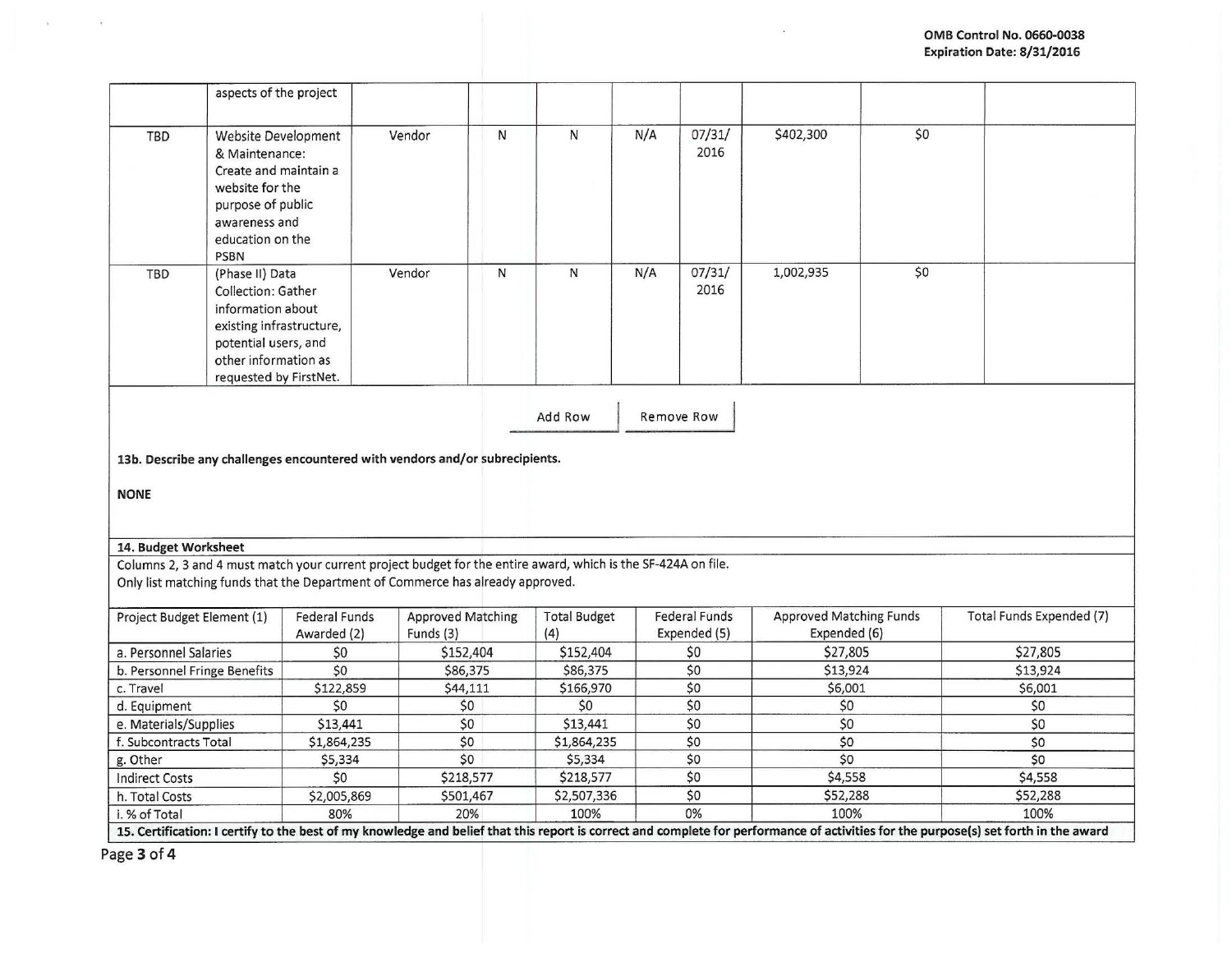OMB Control No. 0660-0038
Expiration Date: 8/31/2016

| | | | | | | | | | |
|---|---|---|---|---|---|---|---|---|---|
| | aspects of the project | | | | | | | | |
| TBD | Website Development & Maintenance: Create and maintain a website for the purpose of public awareness and education on the PSBN | Vendor | N | N | N/A | 07/31/ 2016 | $402,300 | $0 | |
| TBD | (Phase II) Data Collection: Gather information about existing infrastructure, potential users, and other information as requested by FirstNet. | Vendor | N | N | N/A | 07/31/ 2016 | 1,002,935 | $0 | |

Add Row | Remove Row

**13b. Describe any challenges encountered with vendors and/or subrecipients.**

**NONE**

**14. Budget Worksheet**

Columns 2, 3 and 4 must match your current project budget for the entire award, which is the SF-424A on file.
Only list matching funds that the Department of Commerce has already approved.

| Project Budget Element (1) | Federal Funds Awarded (2) | Approved Matching Funds (3) | Total Budget (4) | Federal Funds Expended (5) | Approved Matching Funds Expended (6) | Total Funds Expended (7) |
|---|---|---|---|---|---|---|
| a. Personnel Salaries | $0 | $152,404 | $152,404 | $0 | $27,805 | $27,805 |
| b. Personnel Fringe Benefits | $0 | $86,375 | $86,375 | $0 | $13,924 | $13,924 |
| c. Travel | $122,859 | $44,111 | $166,970 | $0 | $6,001 | $6,001 |
| d. Equipment | $0 | $0 | $0 | $0 | $0 | $0 |
| e. Materials/Supplies | $13,441 | $0 | $13,441 | $0 | $0 | $0 |
| f. Subcontracts Total | $1,864,235 | $0 | $1,864,235 | $0 | $0 | $0 |
| g. Other | $5,334 | $0 | $5,334 | $0 | $0 | $0 |
| Indirect Costs | $0 | $218,577 | $218,577 | $0 | $4,558 | $4,558 |
| h. Total Costs | $2,005,869 | $501,467 | $2,507,336 | $0 | $52,288 | $52,288 |
| i. % of Total | 80% | 20% | 100% | 0% | 100% | 100% |

**15. Certification: I certify to the best of my knowledge and belief that this report is correct and complete for performance of activities for the purpose(s) set forth in the award**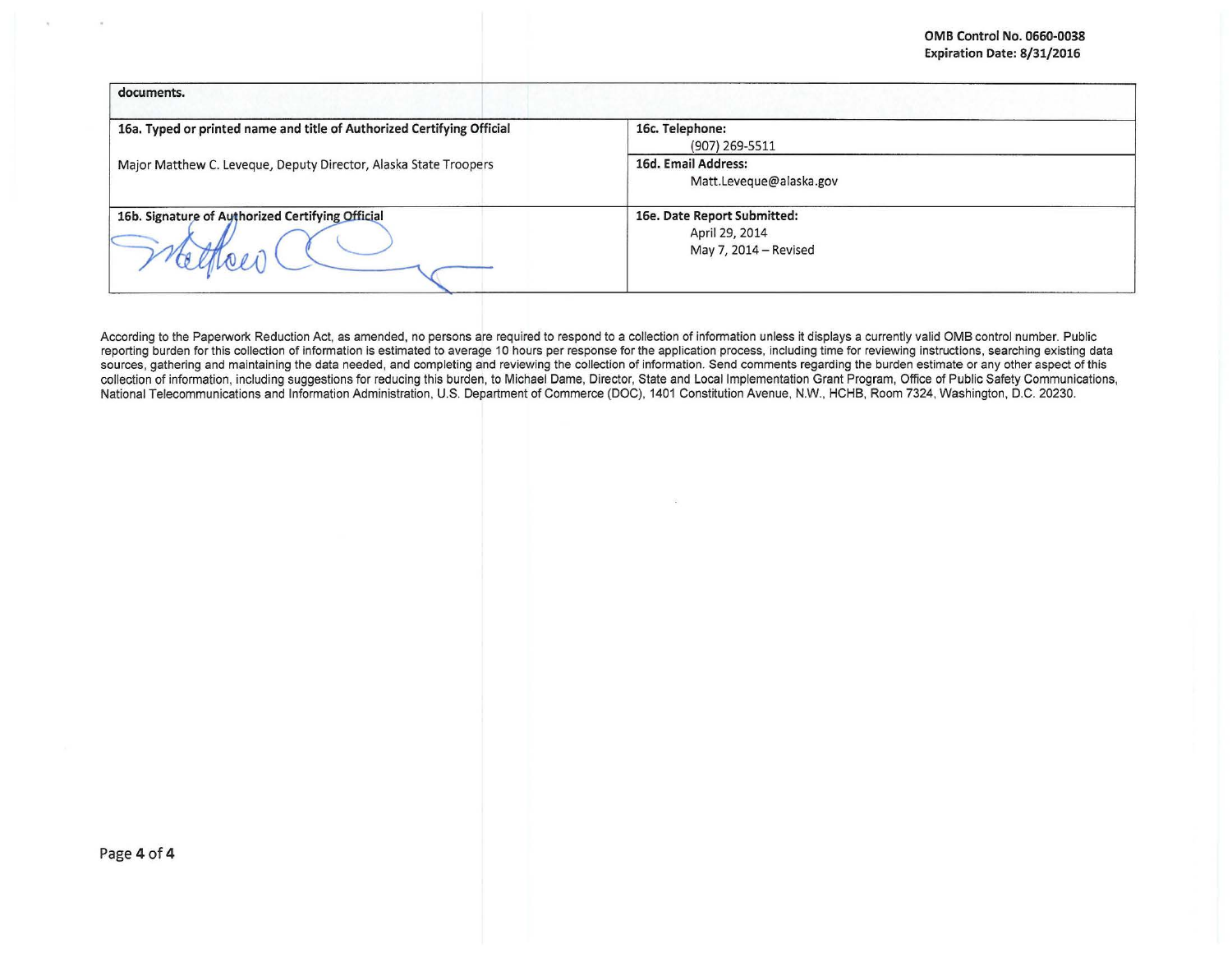| documents. | |
| --- | --- |
| **16a. Typed or printed name and title of Authorized Certifying Official**<br><br>Major Matthew C. Leveque, Deputy Director, Alaska State Troopers | **16c. Telephone:**<br>(907) 269-5511<br>**16d. Email Address:**<br>Matt.Leveque@alaska.gov |
| **16b. Signature of Authorized Certifying Official** | **16e. Date Report Submitted:**<br>April 29, 2014<br>May 7, 2014 – Revised |

According to the Paperwork Reduction Act, as amended, no persons are required to respond to a collection of information unless it displays a currently valid OMB control number. Public reporting burden for this collection of information is estimated to average 10 hours per response for the application process, including time for reviewing instructions, searching existing data sources, gathering and maintaining the data needed, and completing and reviewing the collection of information. Send comments regarding the burden estimate or any other aspect of this collection of information, including suggestions for reducing this burden, to Michael Dame, Director, State and Local Implementation Grant Program, Office of Public Safety Communications, National Telecommunications and Information Administration, U.S. Department of Commerce (DOC), 1401 Constitution Avenue, N.W., HCHB, Room 7324, Washington, D.C. 20230.